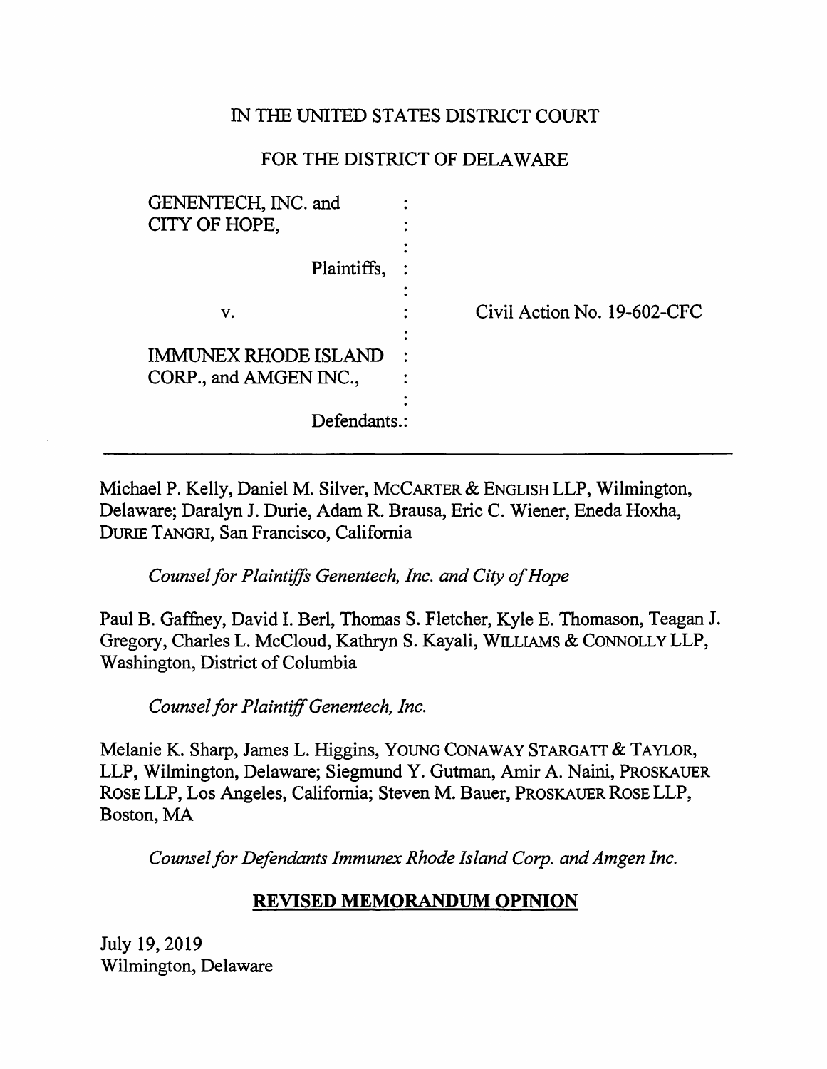IN THE UNITED STATES DISTRICT COURT

FOR THE DISTRICT OF DELAWARE

| | | |
|---|---|---|
| GENENTECH, INC. and CITY OF HOPE, | : | |
| Plaintiffs, | : | |
| v. | : | Civil Action No. 19-602-CFC |
| IMMUNEX RHODE ISLAND CORP., and AMGEN INC., | : | |
| Defendants. | : | |

---

Michael P. Kelly, Daniel M. Silver, McCARTER & ENGLISH LLP, Wilmington, Delaware; Daralyn J. Durie, Adam R. Brausa, Eric C. Wiener, Eneda Hoxha, DURIE TANGRI, San Francisco, California

*Counsel for Plaintiffs Genentech, Inc. and City of Hope*

Paul B. Gaffney, David I. Berl, Thomas S. Fletcher, Kyle E. Thomason, Teagan J. Gregory, Charles L. McCloud, Kathryn S. Kayali, WILLIAMS & CONNOLLY LLP, Washington, District of Columbia

*Counsel for Plaintiff Genentech, Inc.*

Melanie K. Sharp, James L. Higgins, YOUNG CONAWAY STARGATT & TAYLOR, LLP, Wilmington, Delaware; Siegmund Y. Gutman, Amir A. Naini, PROSKAUER ROSE LLP, Los Angeles, California; Steven M. Bauer, PROSKAUER ROSE LLP, Boston, MA

*Counsel for Defendants Immunex Rhode Island Corp. and Amgen Inc.*

## REVISED MEMORANDUM OPINION

July 19, 2019
Wilmington, Delaware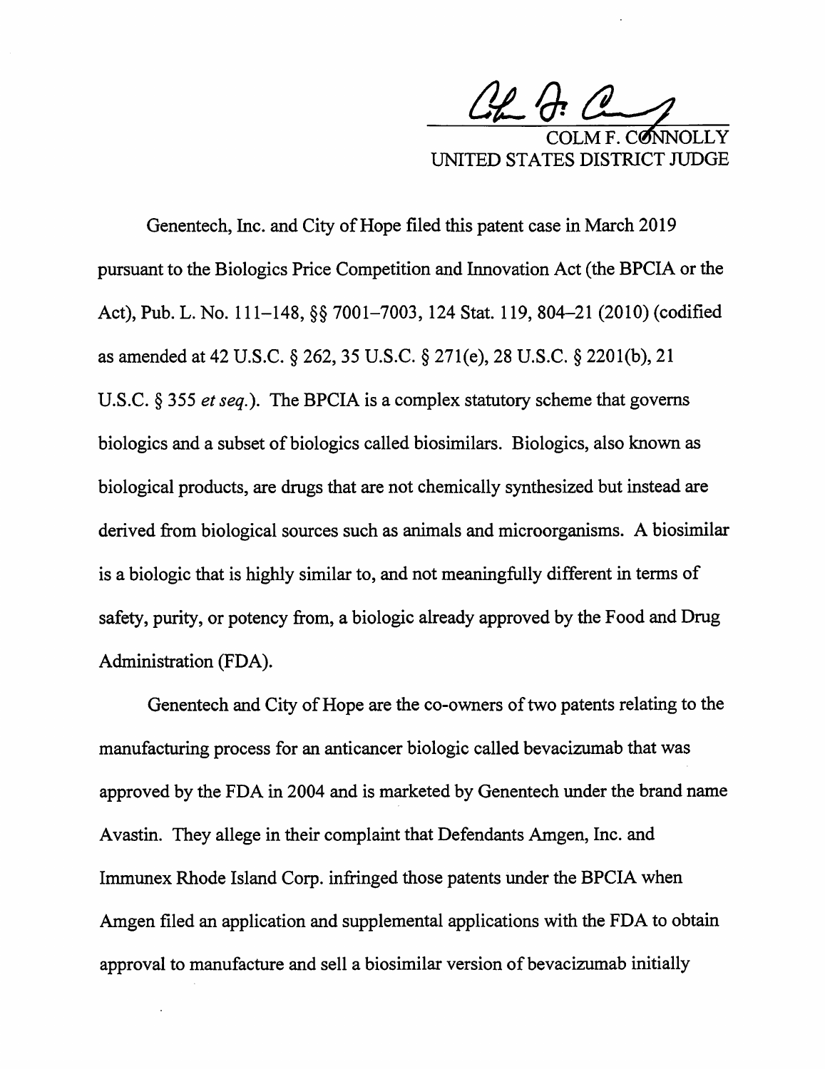COLM F. CONNOLLY
UNITED STATES DISTRICT JUDGE

Genentech, Inc. and City of Hope filed this patent case in March 2019 pursuant to the Biologics Price Competition and Innovation Act (the BPCIA or the Act), Pub. L. No. 111–148, §§ 7001–7003, 124 Stat. 119, 804–21 (2010) (codified as amended at 42 U.S.C. § 262, 35 U.S.C. § 271(e), 28 U.S.C. § 2201(b), 21 U.S.C. § 355 *et seq.*). The BPCIA is a complex statutory scheme that governs biologics and a subset of biologics called biosimilars. Biologics, also known as biological products, are drugs that are not chemically synthesized but instead are derived from biological sources such as animals and microorganisms. A biosimilar is a biologic that is highly similar to, and not meaningfully different in terms of safety, purity, or potency from, a biologic already approved by the Food and Drug Administration (FDA).

Genentech and City of Hope are the co-owners of two patents relating to the manufacturing process for an anticancer biologic called bevacizumab that was approved by the FDA in 2004 and is marketed by Genentech under the brand name Avastin. They allege in their complaint that Defendants Amgen, Inc. and Immunex Rhode Island Corp. infringed those patents under the BPCIA when Amgen filed an application and supplemental applications with the FDA to obtain approval to manufacture and sell a biosimilar version of bevacizumab initially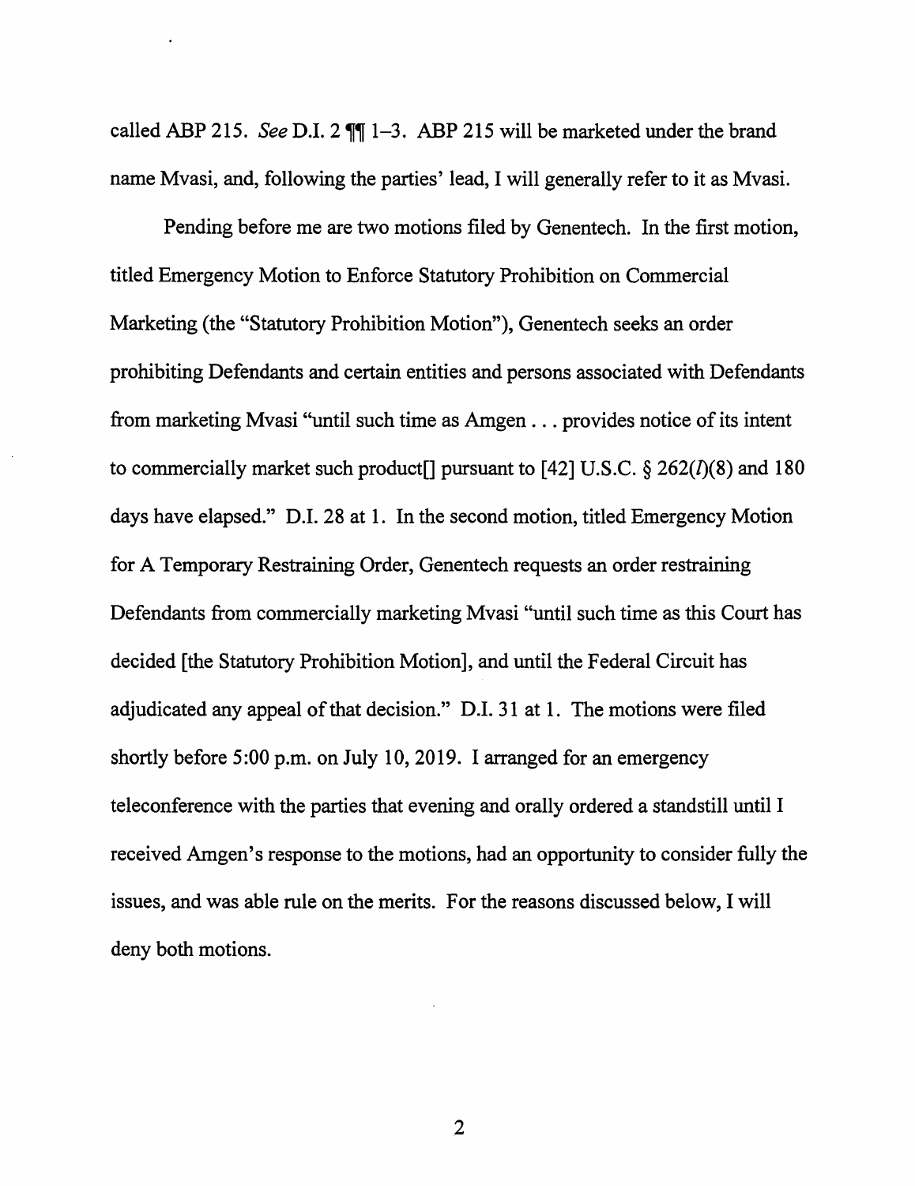called ABP 215. *See* D.I. 2 ¶¶ 1–3. ABP 215 will be marketed under the brand name Mvasi, and, following the parties' lead, I will generally refer to it as Mvasi.

Pending before me are two motions filed by Genentech. In the first motion, titled Emergency Motion to Enforce Statutory Prohibition on Commercial Marketing (the "Statutory Prohibition Motion"), Genentech seeks an order prohibiting Defendants and certain entities and persons associated with Defendants from marketing Mvasi "until such time as Amgen . . . provides notice of its intent to commercially market such product[] pursuant to [42] U.S.C. § 262(*l*)(8) and 180 days have elapsed." D.I. 28 at 1. In the second motion, titled Emergency Motion for A Temporary Restraining Order, Genentech requests an order restraining Defendants from commercially marketing Mvasi "until such time as this Court has decided [the Statutory Prohibition Motion], and until the Federal Circuit has adjudicated any appeal of that decision." D.I. 31 at 1. The motions were filed shortly before 5:00 p.m. on July 10, 2019. I arranged for an emergency teleconference with the parties that evening and orally ordered a standstill until I received Amgen's response to the motions, had an opportunity to consider fully the issues, and was able rule on the merits. For the reasons discussed below, I will deny both motions.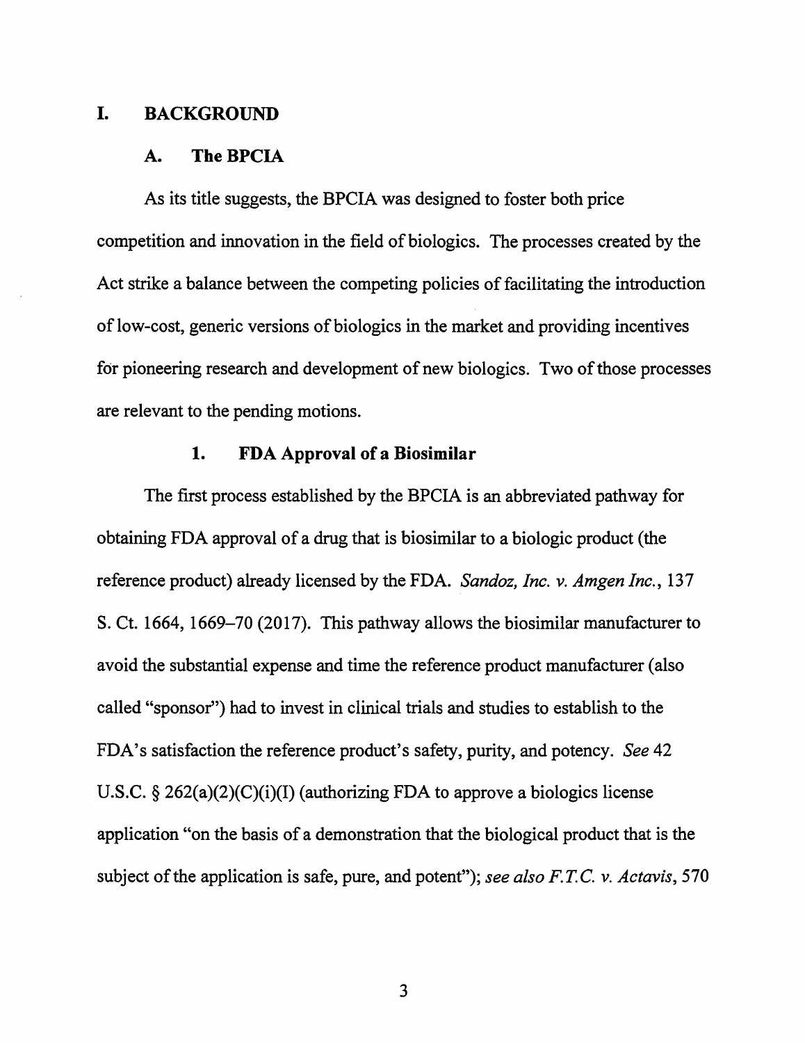## I. BACKGROUND

### A. The BPCIA

As its title suggests, the BPCIA was designed to foster both price competition and innovation in the field of biologics. The processes created by the Act strike a balance between the competing policies of facilitating the introduction of low-cost, generic versions of biologics in the market and providing incentives for pioneering research and development of new biologics. Two of those processes are relevant to the pending motions.

#### 1. FDA Approval of a Biosimilar

The first process established by the BPCIA is an abbreviated pathway for obtaining FDA approval of a drug that is biosimilar to a biologic product (the reference product) already licensed by the FDA. *Sandoz, Inc. v. Amgen Inc.*, 137 S. Ct. 1664, 1669–70 (2017). This pathway allows the biosimilar manufacturer to avoid the substantial expense and time the reference product manufacturer (also called "sponsor") had to invest in clinical trials and studies to establish to the FDA's satisfaction the reference product's safety, purity, and potency. *See* 42 U.S.C. § 262(a)(2)(C)(i)(I) (authorizing FDA to approve a biologics license application "on the basis of a demonstration that the biological product that is the subject of the application is safe, pure, and potent"); *see also F.T.C. v. Actavis*, 570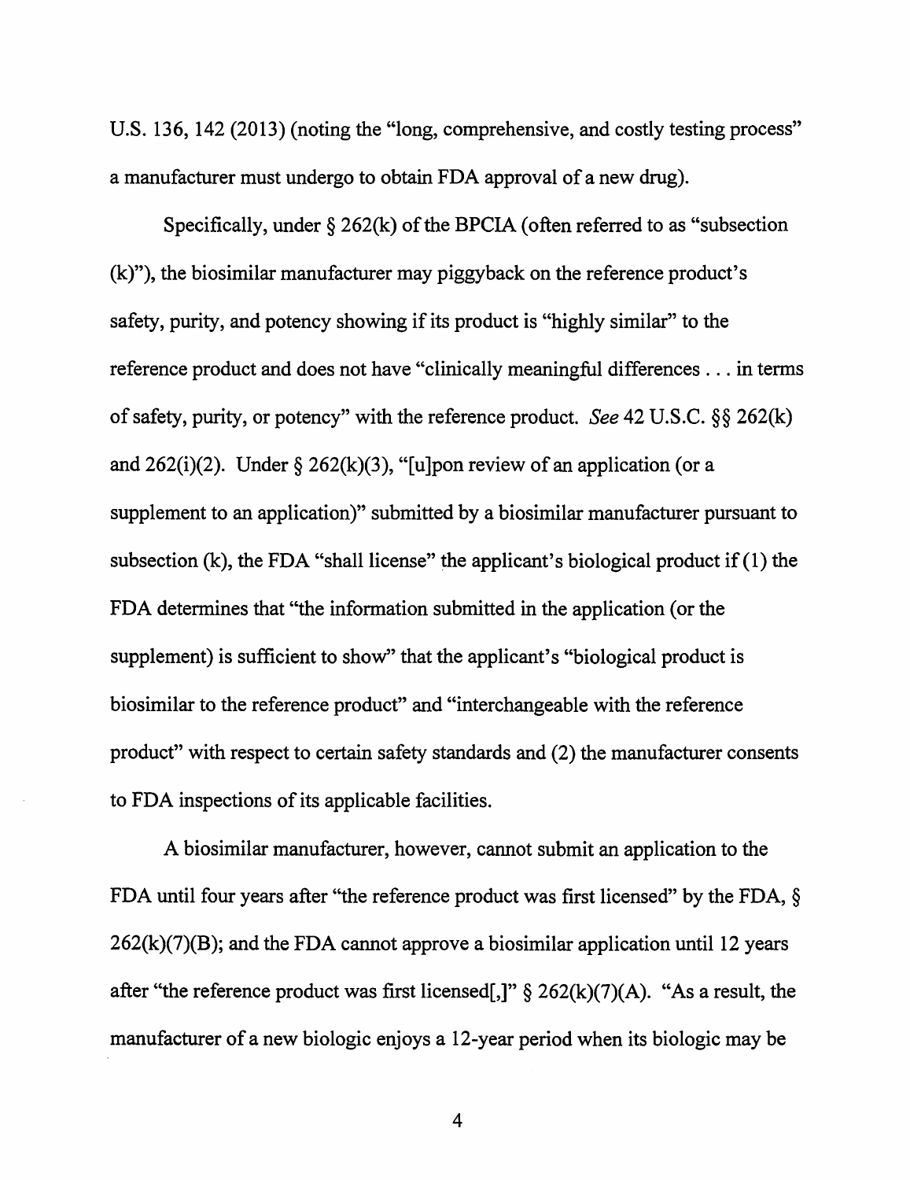U.S. 136, 142 (2013) (noting the "long, comprehensive, and costly testing process" a manufacturer must undergo to obtain FDA approval of a new drug).

Specifically, under § 262(k) of the BPCIA (often referred to as "subsection (k)"), the biosimilar manufacturer may piggyback on the reference product's safety, purity, and potency showing if its product is "highly similar" to the reference product and does not have "clinically meaningful differences . . . in terms of safety, purity, or potency" with the reference product. *See* 42 U.S.C. §§ 262(k) and 262(i)(2). Under § 262(k)(3), "[u]pon review of an application (or a supplement to an application)" submitted by a biosimilar manufacturer pursuant to subsection (k), the FDA "shall license" the applicant's biological product if (1) the FDA determines that "the information submitted in the application (or the supplement) is sufficient to show" that the applicant's "biological product is biosimilar to the reference product" and "interchangeable with the reference product" with respect to certain safety standards and (2) the manufacturer consents to FDA inspections of its applicable facilities.

A biosimilar manufacturer, however, cannot submit an application to the FDA until four years after "the reference product was first licensed" by the FDA, § 262(k)(7)(B); and the FDA cannot approve a biosimilar application until 12 years after "the reference product was first licensed[,]" § 262(k)(7)(A). "As a result, the manufacturer of a new biologic enjoys a 12-year period when its biologic may be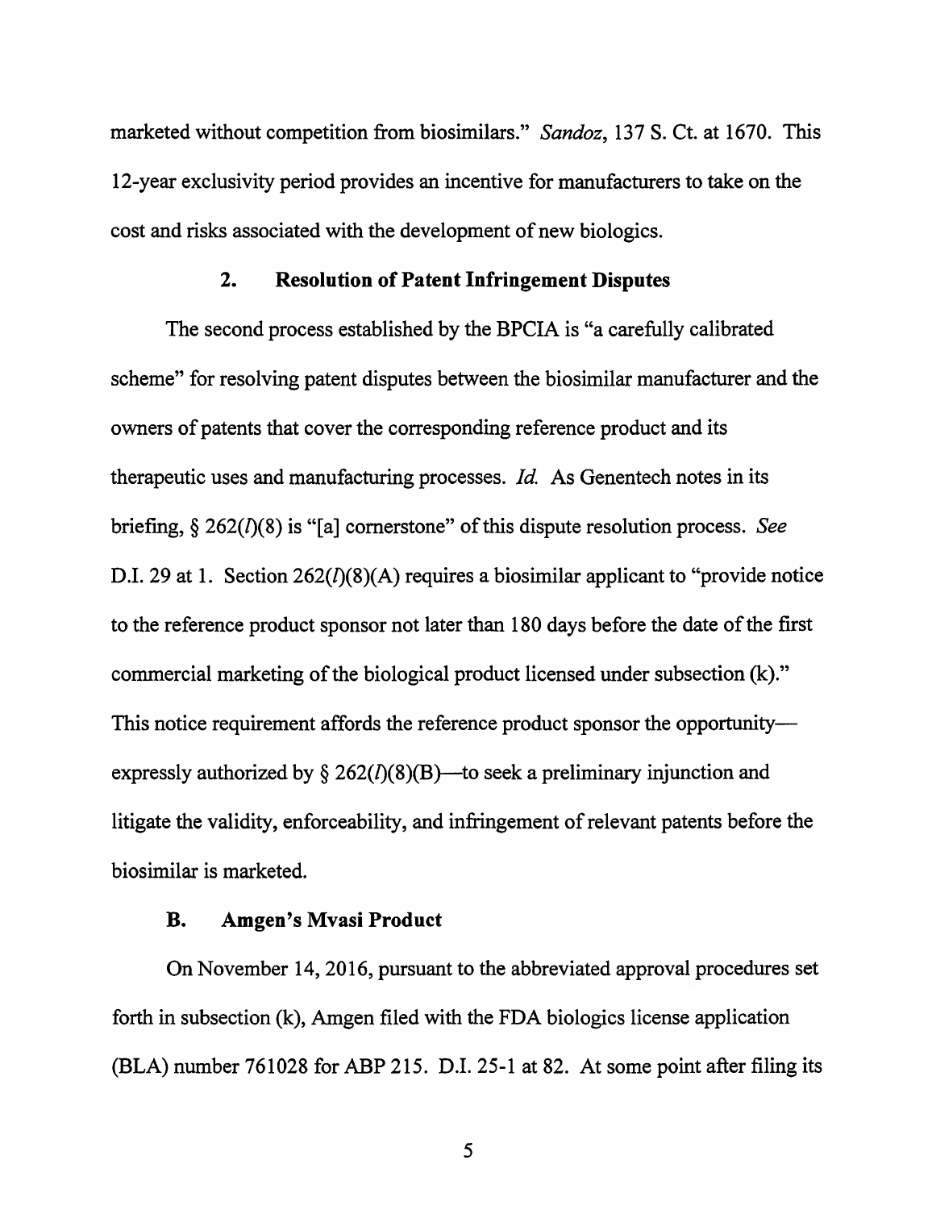marketed without competition from biosimilars." *Sandoz*, 137 S. Ct. at 1670. This 12-year exclusivity period provides an incentive for manufacturers to take on the cost and risks associated with the development of new biologics.

### 2. Resolution of Patent Infringement Disputes

The second process established by the BPCIA is "a carefully calibrated scheme" for resolving patent disputes between the biosimilar manufacturer and the owners of patents that cover the corresponding reference product and its therapeutic uses and manufacturing processes. *Id.* As Genentech notes in its briefing, § 262(*l*)(8) is "[a] cornerstone" of this dispute resolution process. *See* D.I. 29 at 1. Section 262(*l*)(8)(A) requires a biosimilar applicant to "provide notice to the reference product sponsor not later than 180 days before the date of the first commercial marketing of the biological product licensed under subsection (k)." This notice requirement affords the reference product sponsor the opportunity—expressly authorized by § 262(*l*)(8)(B)—to seek a preliminary injunction and litigate the validity, enforceability, and infringement of relevant patents before the biosimilar is marketed.

## B. Amgen's Mvasi Product

On November 14, 2016, pursuant to the abbreviated approval procedures set forth in subsection (k), Amgen filed with the FDA biologics license application (BLA) number 761028 for ABP 215. D.I. 25-1 at 82. At some point after filing its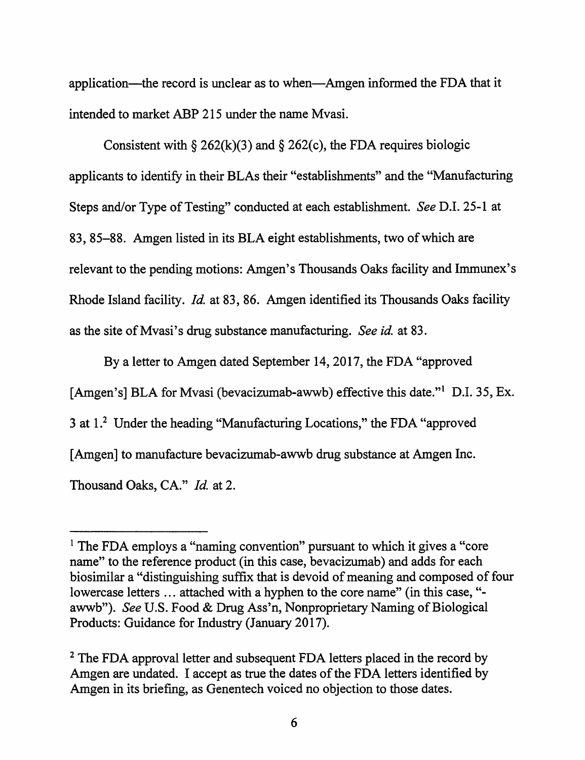application—the record is unclear as to when—Amgen informed the FDA that it intended to market ABP 215 under the name Mvasi.

Consistent with § 262(k)(3) and § 262(c), the FDA requires biologic applicants to identify in their BLAs their "establishments" and the "Manufacturing Steps and/or Type of Testing" conducted at each establishment. *See* D.I. 25-1 at 83, 85–88. Amgen listed in its BLA eight establishments, two of which are relevant to the pending motions: Amgen's Thousands Oaks facility and Immunex's Rhode Island facility. *Id.* at 83, 86. Amgen identified its Thousands Oaks facility as the site of Mvasi's drug substance manufacturing. *See id.* at 83.

By a letter to Amgen dated September 14, 2017, the FDA "approved [Amgen's] BLA for Mvasi (bevacizumab-awwb) effective this date."[1] D.I. 35, Ex. 3 at 1.[2] Under the heading "Manufacturing Locations," the FDA "approved [Amgen] to manufacture bevacizumab-awwb drug substance at Amgen Inc. Thousand Oaks, CA." *Id.* at 2.

---

[1] The FDA employs a "naming convention" pursuant to which it gives a "core name" to the reference product (in this case, bevacizumab) and adds for each biosimilar a "distinguishing suffix that is devoid of meaning and composed of four lowercase letters ... attached with a hyphen to the core name" (in this case, "-awwb"). *See* U.S. Food & Drug Ass'n, Nonproprietary Naming of Biological Products: Guidance for Industry (January 2017).

[2] The FDA approval letter and subsequent FDA letters placed in the record by Amgen are undated. I accept as true the dates of the FDA letters identified by Amgen in its briefing, as Genentech voiced no objection to those dates.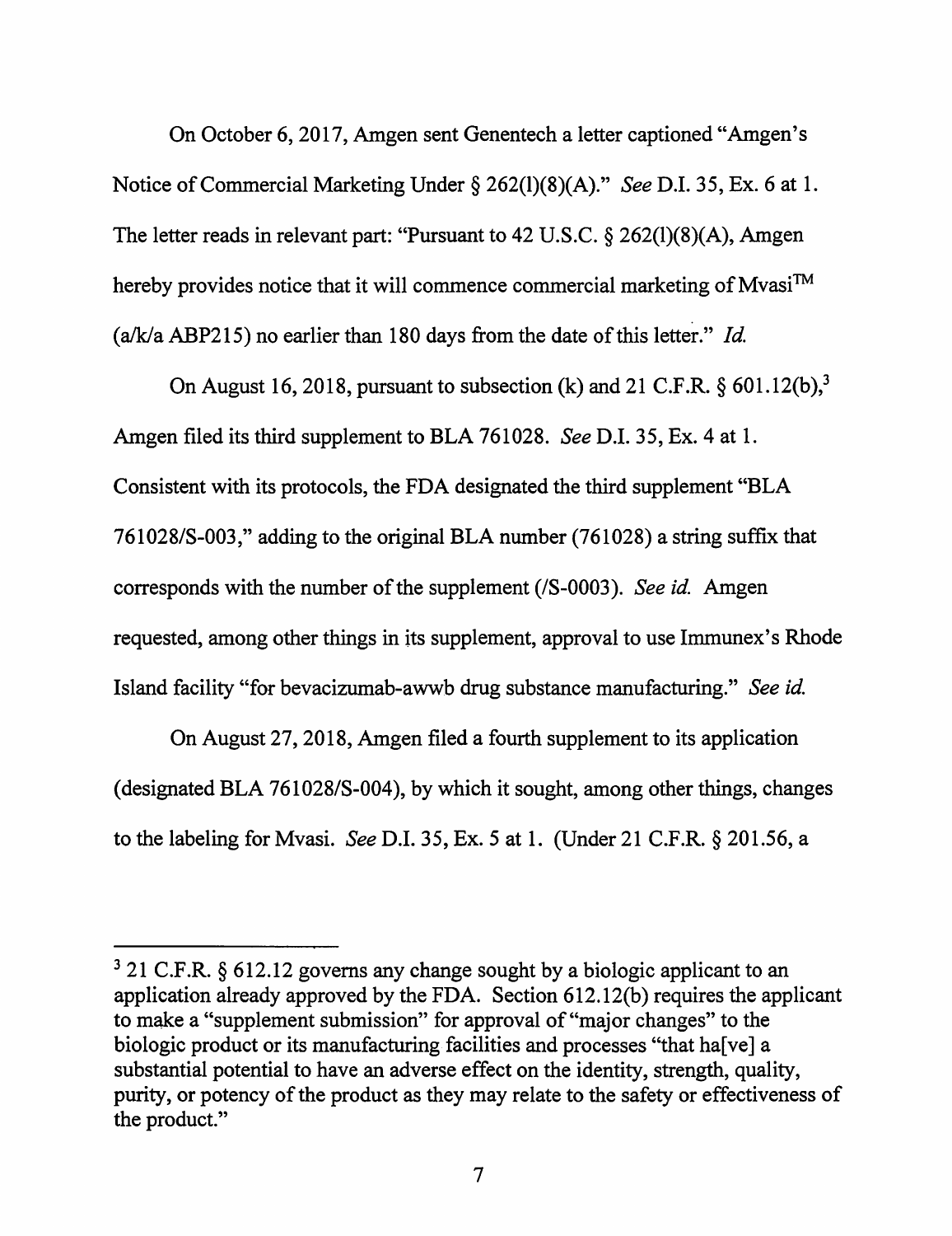On October 6, 2017, Amgen sent Genentech a letter captioned "Amgen's Notice of Commercial Marketing Under § 262(l)(8)(A)." *See* D.I. 35, Ex. 6 at 1. The letter reads in relevant part: "Pursuant to 42 U.S.C. § 262(l)(8)(A), Amgen hereby provides notice that it will commence commercial marketing of Mvasi™ (a/k/a ABP215) no earlier than 180 days from the date of this letter." *Id.*

On August 16, 2018, pursuant to subsection (k) and 21 C.F.R. § 601.12(b),[3] Amgen filed its third supplement to BLA 761028. *See* D.I. 35, Ex. 4 at 1. Consistent with its protocols, the FDA designated the third supplement "BLA 761028/S-003," adding to the original BLA number (761028) a string suffix that corresponds with the number of the supplement (/S-0003). *See id.* Amgen requested, among other things in its supplement, approval to use Immunex's Rhode Island facility "for bevacizumab-awwb drug substance manufacturing." *See id.*

On August 27, 2018, Amgen filed a fourth supplement to its application (designated BLA 761028/S-004), by which it sought, among other things, changes to the labeling for Mvasi. *See* D.I. 35, Ex. 5 at 1. (Under 21 C.F.R. § 201.56, a

---

[3] 21 C.F.R. § 612.12 governs any change sought by a biologic applicant to an application already approved by the FDA. Section 612.12(b) requires the applicant to make a "supplement submission" for approval of "major changes" to the biologic product or its manufacturing facilities and processes "that ha[ve] a substantial potential to have an adverse effect on the identity, strength, quality, purity, or potency of the product as they may relate to the safety or effectiveness of the product."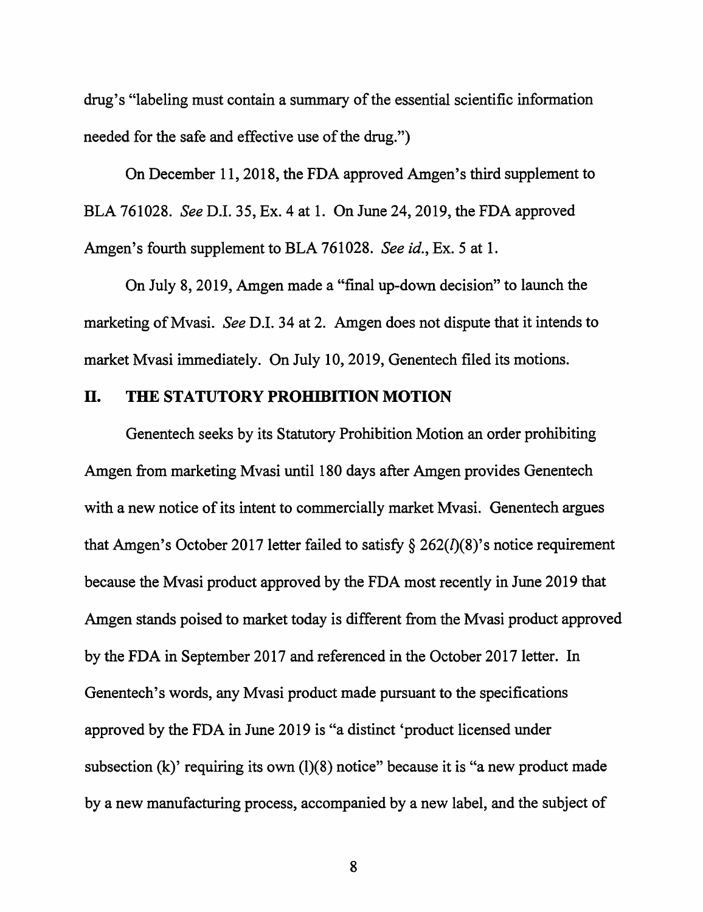drug's "labeling must contain a summary of the essential scientific information needed for the safe and effective use of the drug.")

On December 11, 2018, the FDA approved Amgen's third supplement to BLA 761028. *See* D.I. 35, Ex. 4 at 1. On June 24, 2019, the FDA approved Amgen's fourth supplement to BLA 761028. *See id.*, Ex. 5 at 1.

On July 8, 2019, Amgen made a "final up-down decision" to launch the marketing of Mvasi. *See* D.I. 34 at 2. Amgen does not dispute that it intends to market Mvasi immediately. On July 10, 2019, Genentech filed its motions.

## II. THE STATUTORY PROHIBITION MOTION

Genentech seeks by its Statutory Prohibition Motion an order prohibiting Amgen from marketing Mvasi until 180 days after Amgen provides Genentech with a new notice of its intent to commercially market Mvasi. Genentech argues that Amgen's October 2017 letter failed to satisfy § 262(*l*)(8)'s notice requirement because the Mvasi product approved by the FDA most recently in June 2019 that Amgen stands poised to market today is different from the Mvasi product approved by the FDA in September 2017 and referenced in the October 2017 letter. In Genentech's words, any Mvasi product made pursuant to the specifications approved by the FDA in June 2019 is "a distinct 'product licensed under subsection (k)' requiring its own (l)(8) notice" because it is "a new product made by a new manufacturing process, accompanied by a new label, and the subject of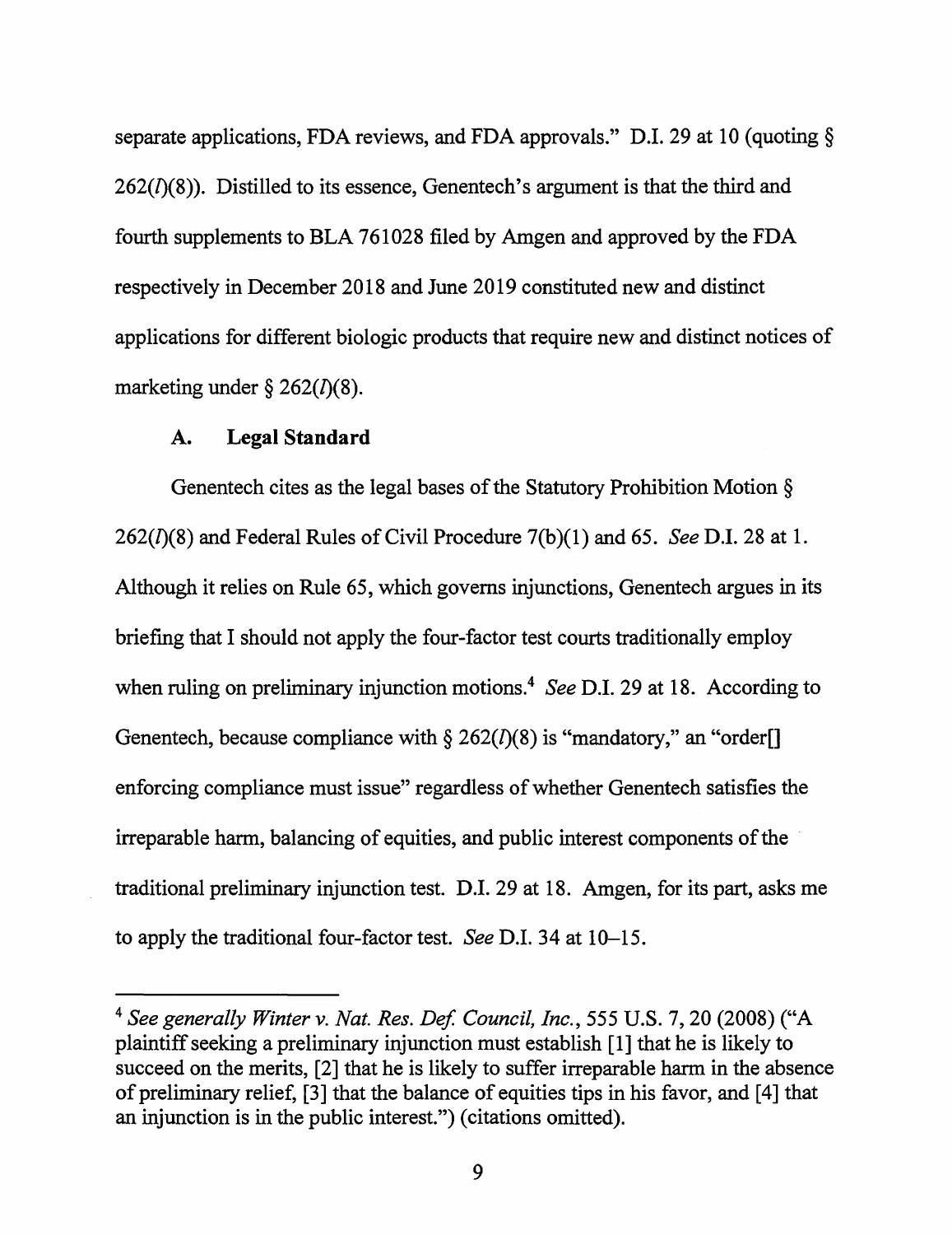separate applications, FDA reviews, and FDA approvals." D.I. 29 at 10 (quoting § 262(*l*)(8)). Distilled to its essence, Genentech's argument is that the third and fourth supplements to BLA 761028 filed by Amgen and approved by the FDA respectively in December 2018 and June 2019 constituted new and distinct applications for different biologic products that require new and distinct notices of marketing under § 262(*l*)(8).

### A. Legal Standard

Genentech cites as the legal bases of the Statutory Prohibition Motion § 262(*l*)(8) and Federal Rules of Civil Procedure 7(b)(1) and 65. *See* D.I. 28 at 1. Although it relies on Rule 65, which governs injunctions, Genentech argues in its briefing that I should not apply the four-factor test courts traditionally employ when ruling on preliminary injunction motions.[4] *See* D.I. 29 at 18. According to Genentech, because compliance with § 262(*l*)(8) is "mandatory," an "order[] enforcing compliance must issue" regardless of whether Genentech satisfies the irreparable harm, balancing of equities, and public interest components of the traditional preliminary injunction test. D.I. 29 at 18. Amgen, for its part, asks me to apply the traditional four-factor test. *See* D.I. 34 at 10–15.

---

[4] *See generally Winter v. Nat. Res. Def. Council, Inc.*, 555 U.S. 7, 20 (2008) ("A plaintiff seeking a preliminary injunction must establish [1] that he is likely to succeed on the merits, [2] that he is likely to suffer irreparable harm in the absence of preliminary relief, [3] that the balance of equities tips in his favor, and [4] that an injunction is in the public interest.") (citations omitted).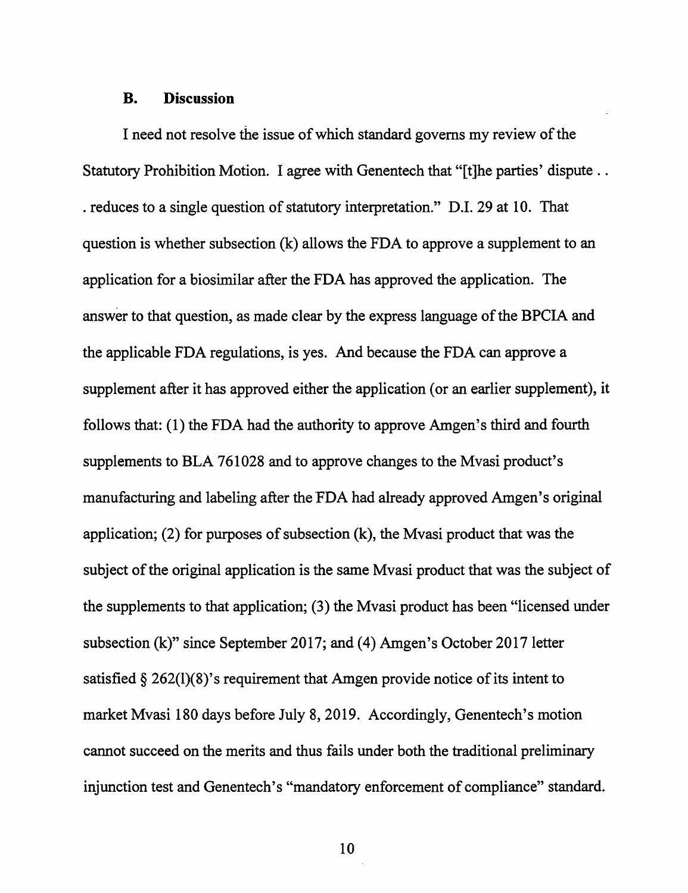### B. Discussion

I need not resolve the issue of which standard governs my review of the Statutory Prohibition Motion. I agree with Genentech that "[t]he parties' dispute . . . reduces to a single question of statutory interpretation." D.I. 29 at 10. That question is whether subsection (k) allows the FDA to approve a supplement to an application for a biosimilar after the FDA has approved the application. The answer to that question, as made clear by the express language of the BPCIA and the applicable FDA regulations, is yes. And because the FDA can approve a supplement after it has approved either the application (or an earlier supplement), it follows that: (1) the FDA had the authority to approve Amgen's third and fourth supplements to BLA 761028 and to approve changes to the Mvasi product's manufacturing and labeling after the FDA had already approved Amgen's original application; (2) for purposes of subsection (k), the Mvasi product that was the subject of the original application is the same Mvasi product that was the subject of the supplements to that application; (3) the Mvasi product has been "licensed under subsection (k)" since September 2017; and (4) Amgen's October 2017 letter satisfied § 262(l)(8)'s requirement that Amgen provide notice of its intent to market Mvasi 180 days before July 8, 2019. Accordingly, Genentech's motion cannot succeed on the merits and thus fails under both the traditional preliminary injunction test and Genentech's "mandatory enforcement of compliance" standard.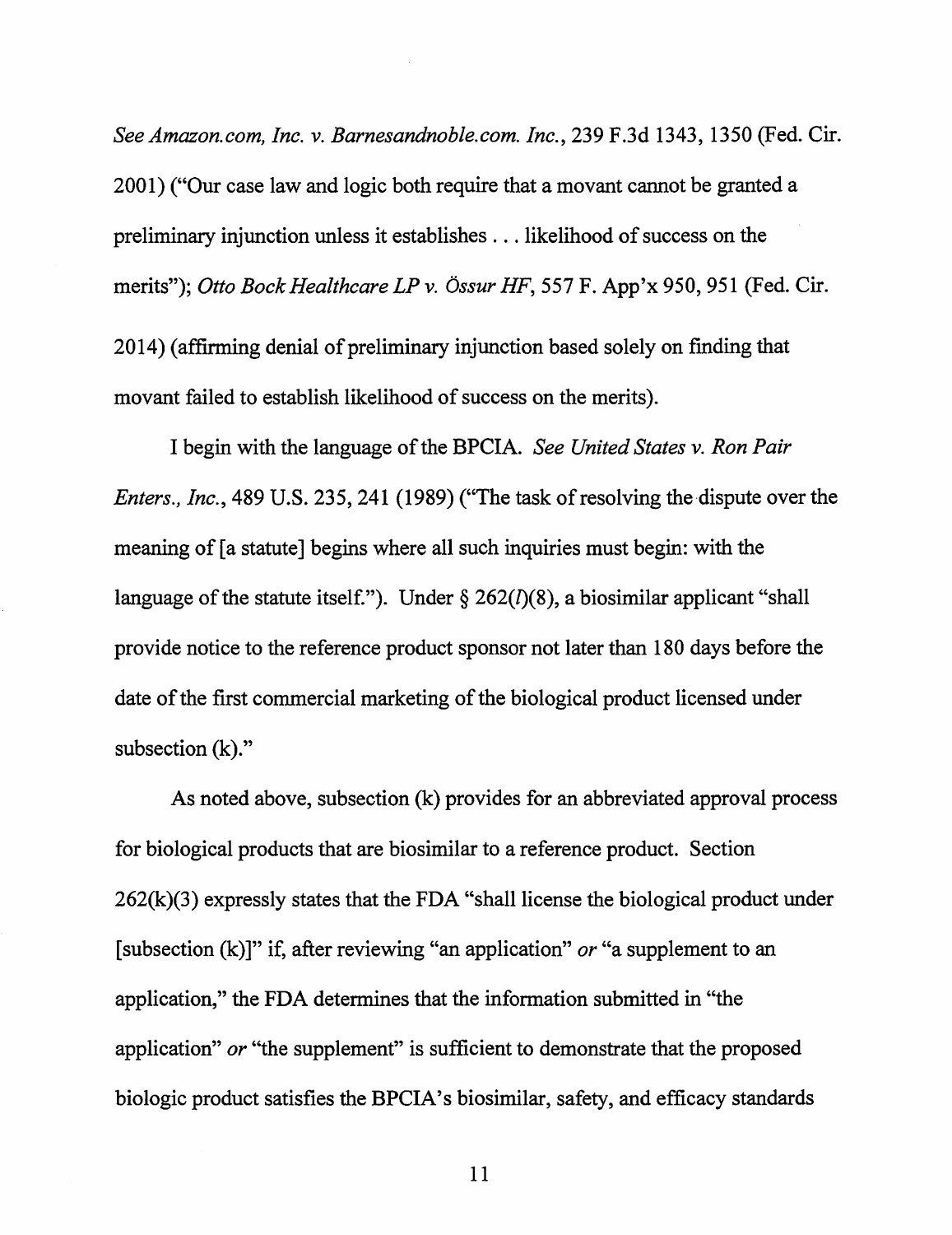*See Amazon.com, Inc. v. Barnesandnoble.com. Inc.*, 239 F.3d 1343, 1350 (Fed. Cir. 2001) ("Our case law and logic both require that a movant cannot be granted a preliminary injunction unless it establishes . . . likelihood of success on the merits"); *Otto Bock Healthcare LP v. Össur HF*, 557 F. App'x 950, 951 (Fed. Cir. 2014) (affirming denial of preliminary injunction based solely on finding that movant failed to establish likelihood of success on the merits).

I begin with the language of the BPCIA. *See United States v. Ron Pair Enters., Inc.*, 489 U.S. 235, 241 (1989) ("The task of resolving the dispute over the meaning of [a statute] begins where all such inquiries must begin: with the language of the statute itself."). Under § 262(*l*)(8), a biosimilar applicant "shall provide notice to the reference product sponsor not later than 180 days before the date of the first commercial marketing of the biological product licensed under subsection (k)."

As noted above, subsection (k) provides for an abbreviated approval process for biological products that are biosimilar to a reference product. Section 262(k)(3) expressly states that the FDA "shall license the biological product under [subsection (k)]" if, after reviewing "an application" *or* "a supplement to an application," the FDA determines that the information submitted in "the application" *or* "the supplement" is sufficient to demonstrate that the proposed biologic product satisfies the BPCIA's biosimilar, safety, and efficacy standards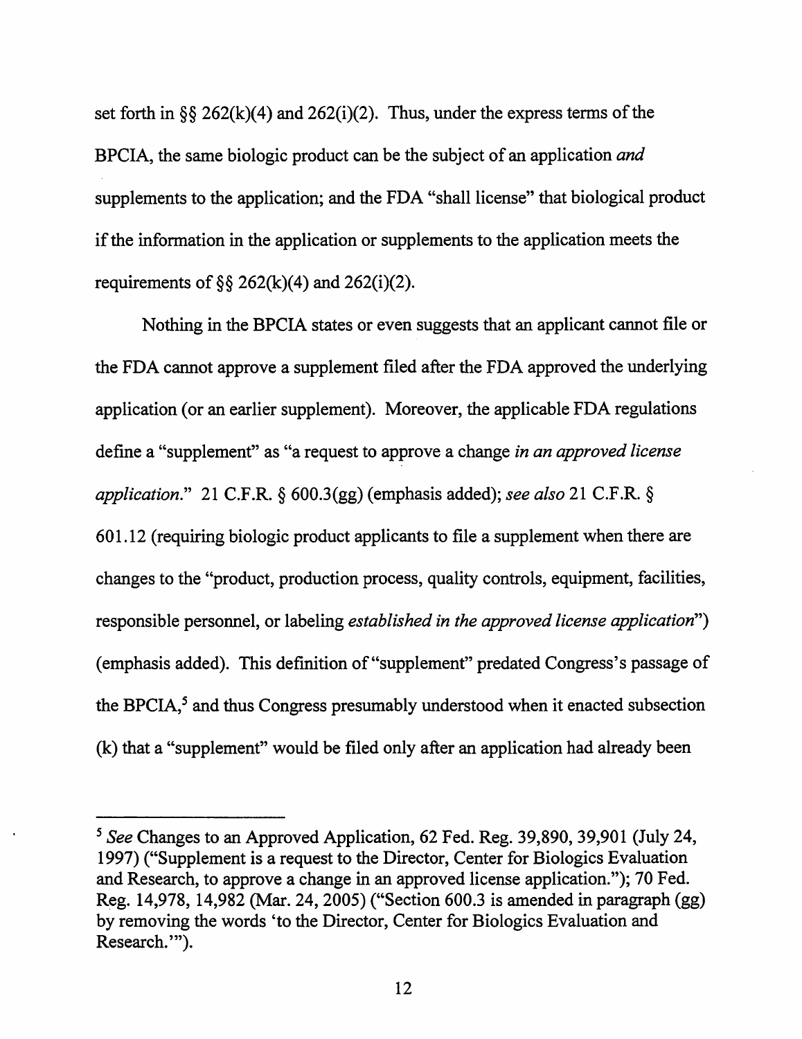set forth in §§ 262(k)(4) and 262(i)(2). Thus, under the express terms of the BPCIA, the same biologic product can be the subject of an application *and* supplements to the application; and the FDA "shall license" that biological product if the information in the application or supplements to the application meets the requirements of §§ 262(k)(4) and 262(i)(2).

Nothing in the BPCIA states or even suggests that an applicant cannot file or the FDA cannot approve a supplement filed after the FDA approved the underlying application (or an earlier supplement). Moreover, the applicable FDA regulations define a "supplement" as "a request to approve a change *in an approved license application*." 21 C.F.R. § 600.3(gg) (emphasis added); *see also* 21 C.F.R. § 601.12 (requiring biologic product applicants to file a supplement when there are changes to the "product, production process, quality controls, equipment, facilities, responsible personnel, or labeling *established in the approved license application*") (emphasis added). This definition of "supplement" predated Congress's passage of the BPCIA,[5] and thus Congress presumably understood when it enacted subsection (k) that a "supplement" would be filed only after an application had already been

---

[5] *See* Changes to an Approved Application, 62 Fed. Reg. 39,890, 39,901 (July 24, 1997) ("Supplement is a request to the Director, Center for Biologics Evaluation and Research, to approve a change in an approved license application."); 70 Fed. Reg. 14,978, 14,982 (Mar. 24, 2005) ("Section 600.3 is amended in paragraph (gg) by removing the words 'to the Director, Center for Biologics Evaluation and Research.'").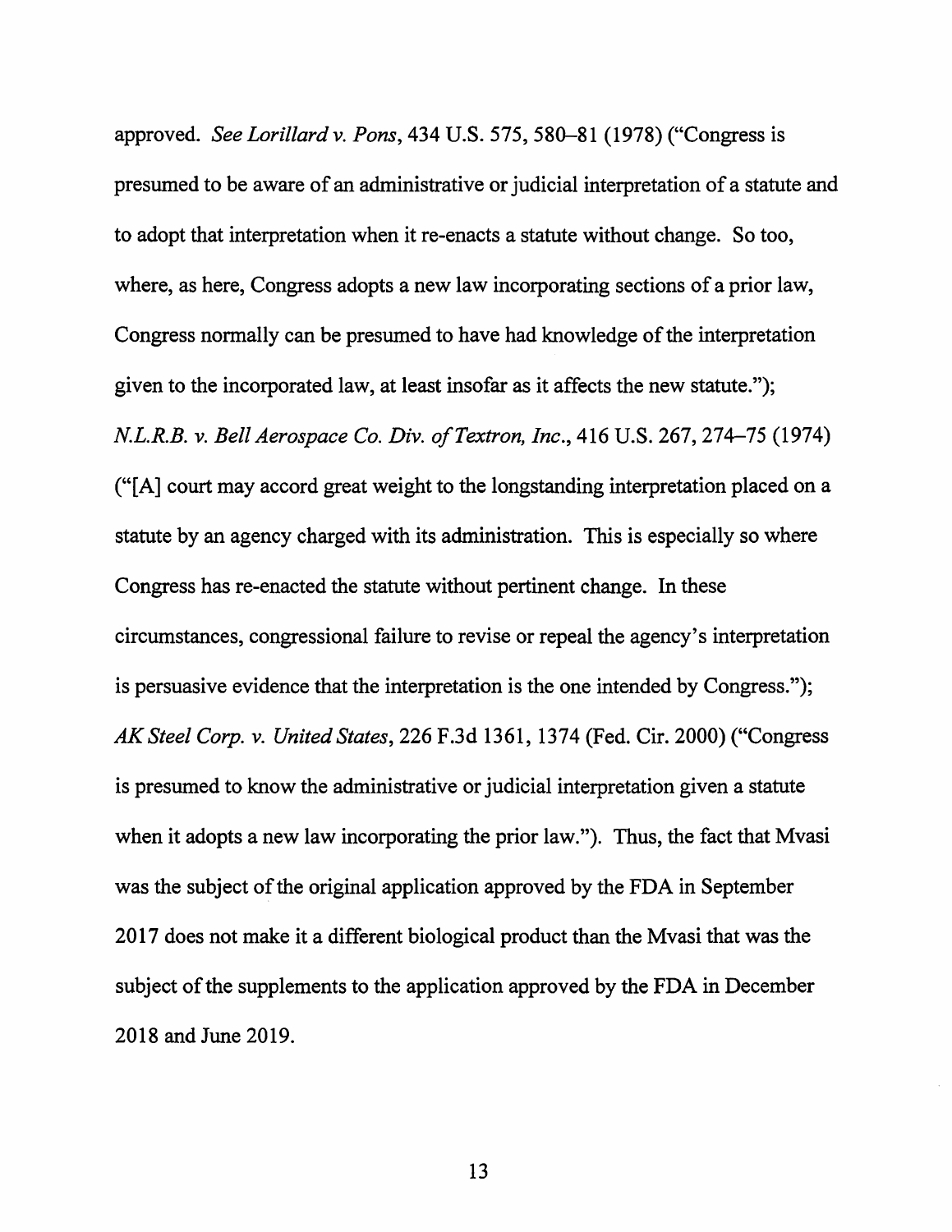approved. *See Lorillard v. Pons*, 434 U.S. 575, 580–81 (1978) ("Congress is presumed to be aware of an administrative or judicial interpretation of a statute and to adopt that interpretation when it re-enacts a statute without change. So too, where, as here, Congress adopts a new law incorporating sections of a prior law, Congress normally can be presumed to have had knowledge of the interpretation given to the incorporated law, at least insofar as it affects the new statute."); *N.L.R.B. v. Bell Aerospace Co. Div. of Textron, Inc.*, 416 U.S. 267, 274–75 (1974) ("[A] court may accord great weight to the longstanding interpretation placed on a statute by an agency charged with its administration. This is especially so where Congress has re-enacted the statute without pertinent change. In these circumstances, congressional failure to revise or repeal the agency's interpretation is persuasive evidence that the interpretation is the one intended by Congress."); *AK Steel Corp. v. United States*, 226 F.3d 1361, 1374 (Fed. Cir. 2000) ("Congress is presumed to know the administrative or judicial interpretation given a statute when it adopts a new law incorporating the prior law."). Thus, the fact that Mvasi was the subject of the original application approved by the FDA in September 2017 does not make it a different biological product than the Mvasi that was the subject of the supplements to the application approved by the FDA in December 2018 and June 2019.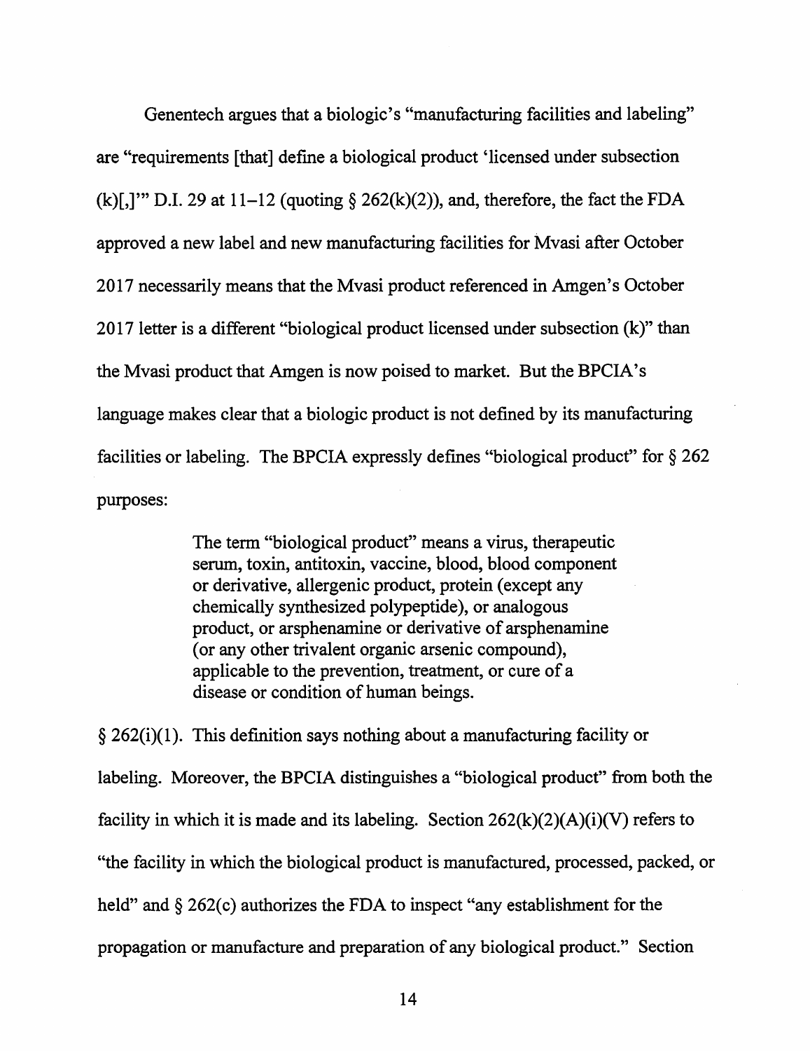Genentech argues that a biologic's "manufacturing facilities and labeling" are "requirements [that] define a biological product 'licensed under subsection (k)[,]'" D.I. 29 at 11–12 (quoting § 262(k)(2)), and, therefore, the fact the FDA approved a new label and new manufacturing facilities for Mvasi after October 2017 necessarily means that the Mvasi product referenced in Amgen's October 2017 letter is a different "biological product licensed under subsection (k)" than the Mvasi product that Amgen is now poised to market. But the BPCIA's language makes clear that a biologic product is not defined by its manufacturing facilities or labeling. The BPCIA expressly defines "biological product" for § 262 purposes:

> The term "biological product" means a virus, therapeutic serum, toxin, antitoxin, vaccine, blood, blood component or derivative, allergenic product, protein (except any chemically synthesized polypeptide), or analogous product, or arsphenamine or derivative of arsphenamine (or any other trivalent organic arsenic compound), applicable to the prevention, treatment, or cure of a disease or condition of human beings.

§ 262(i)(1). This definition says nothing about a manufacturing facility or labeling. Moreover, the BPCIA distinguishes a "biological product" from both the facility in which it is made and its labeling. Section 262(k)(2)(A)(i)(V) refers to "the facility in which the biological product is manufactured, processed, packed, or held" and § 262(c) authorizes the FDA to inspect "any establishment for the propagation or manufacture and preparation of any biological product." Section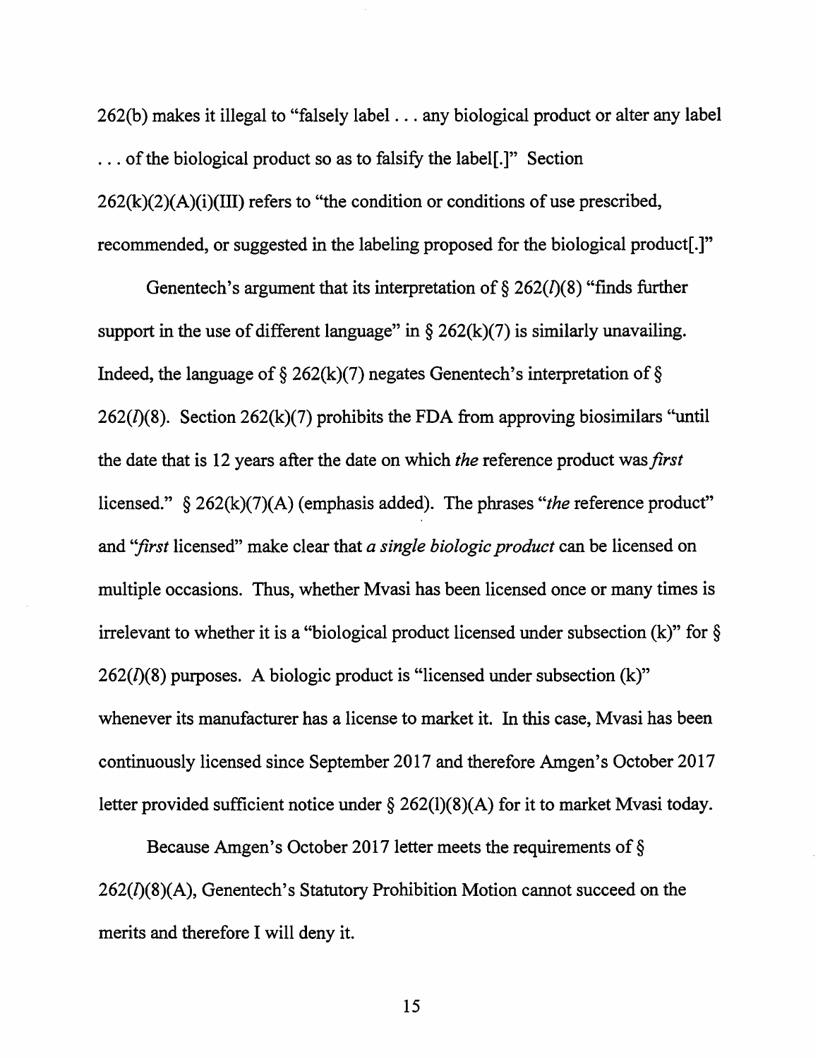262(b) makes it illegal to "falsely label . . . any biological product or alter any label . . . of the biological product so as to falsify the label[.]" Section 262(k)(2)(A)(i)(III) refers to "the condition or conditions of use prescribed, recommended, or suggested in the labeling proposed for the biological product[.]"

Genentech's argument that its interpretation of § 262(*l*)(8) "finds further support in the use of different language" in § 262(k)(7) is similarly unavailing. Indeed, the language of § 262(k)(7) negates Genentech's interpretation of § 262(*l*)(8). Section 262(k)(7) prohibits the FDA from approving biosimilars "until the date that is 12 years after the date on which *the* reference product was *first* licensed." § 262(k)(7)(A) (emphasis added). The phrases "*the* reference product" and "*first* licensed" make clear that *a single biologic product* can be licensed on multiple occasions. Thus, whether Mvasi has been licensed once or many times is irrelevant to whether it is a "biological product licensed under subsection (k)" for § 262(*l*)(8) purposes. A biologic product is "licensed under subsection (k)" whenever its manufacturer has a license to market it. In this case, Mvasi has been continuously licensed since September 2017 and therefore Amgen's October 2017 letter provided sufficient notice under § 262(l)(8)(A) for it to market Mvasi today.

Because Amgen's October 2017 letter meets the requirements of § 262(*l*)(8)(A), Genentech's Statutory Prohibition Motion cannot succeed on the merits and therefore I will deny it.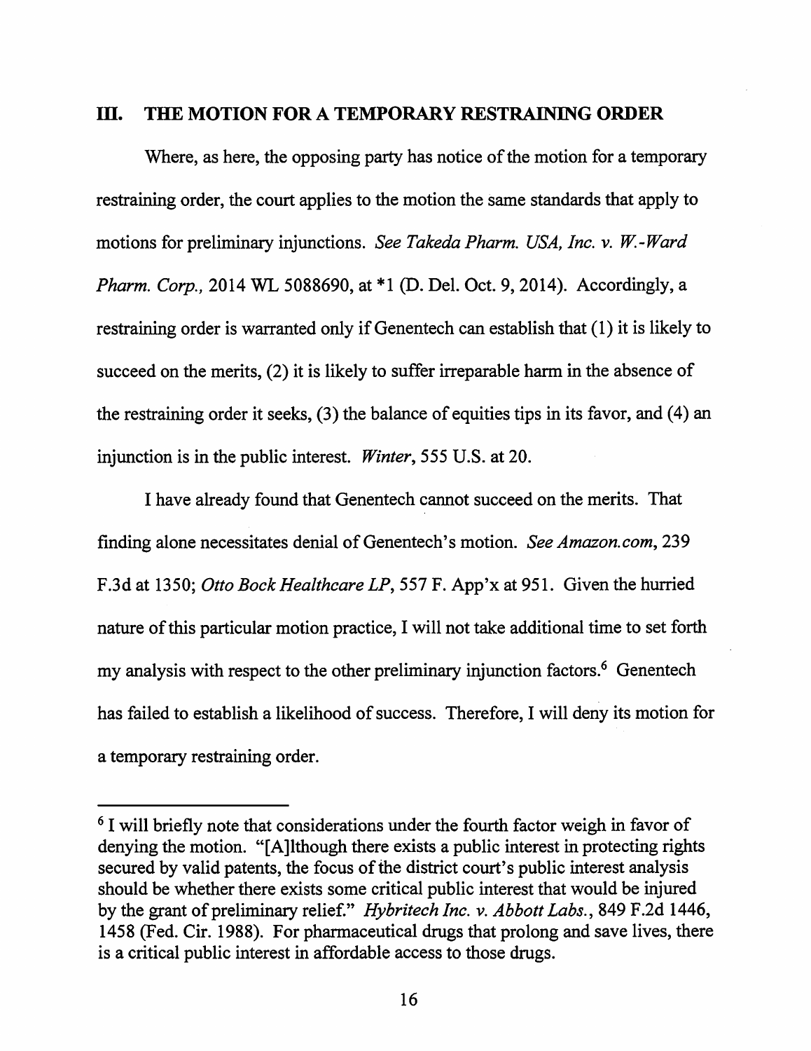## III. THE MOTION FOR A TEMPORARY RESTRAINING ORDER

Where, as here, the opposing party has notice of the motion for a temporary restraining order, the court applies to the motion the same standards that apply to motions for preliminary injunctions. *See Takeda Pharm. USA, Inc. v. W.-Ward Pharm. Corp.*, 2014 WL 5088690, at *1 (D. Del. Oct. 9, 2014). Accordingly, a restraining order is warranted only if Genentech can establish that (1) it is likely to succeed on the merits, (2) it is likely to suffer irreparable harm in the absence of the restraining order it seeks, (3) the balance of equities tips in its favor, and (4) an injunction is in the public interest. *Winter*, 555 U.S. at 20.

I have already found that Genentech cannot succeed on the merits. That finding alone necessitates denial of Genentech's motion. *See Amazon.com*, 239 F.3d at 1350; *Otto Bock Healthcare LP*, 557 F. App'x at 951. Given the hurried nature of this particular motion practice, I will not take additional time to set forth my analysis with respect to the other preliminary injunction factors.[6] Genentech has failed to establish a likelihood of success. Therefore, I will deny its motion for a temporary restraining order.

---

[6] I will briefly note that considerations under the fourth factor weigh in favor of denying the motion. "[A]lthough there exists a public interest in protecting rights secured by valid patents, the focus of the district court's public interest analysis should be whether there exists some critical public interest that would be injured by the grant of preliminary relief." *Hybritech Inc. v. Abbott Labs.*, 849 F.2d 1446, 1458 (Fed. Cir. 1988). For pharmaceutical drugs that prolong and save lives, there is a critical public interest in affordable access to those drugs.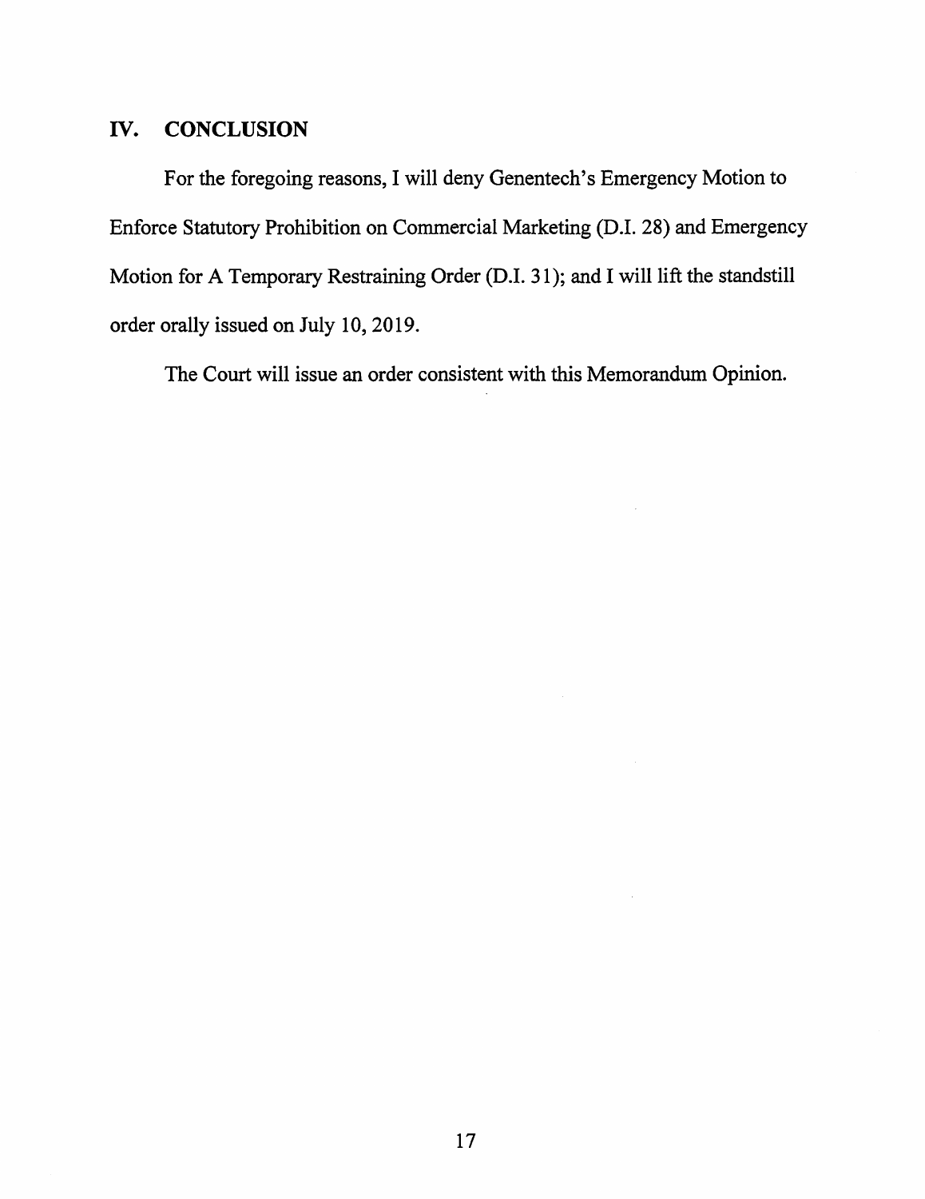## IV. CONCLUSION

For the foregoing reasons, I will deny Genentech's Emergency Motion to Enforce Statutory Prohibition on Commercial Marketing (D.I. 28) and Emergency Motion for A Temporary Restraining Order (D.I. 31); and I will lift the standstill order orally issued on July 10, 2019.

The Court will issue an order consistent with this Memorandum Opinion.